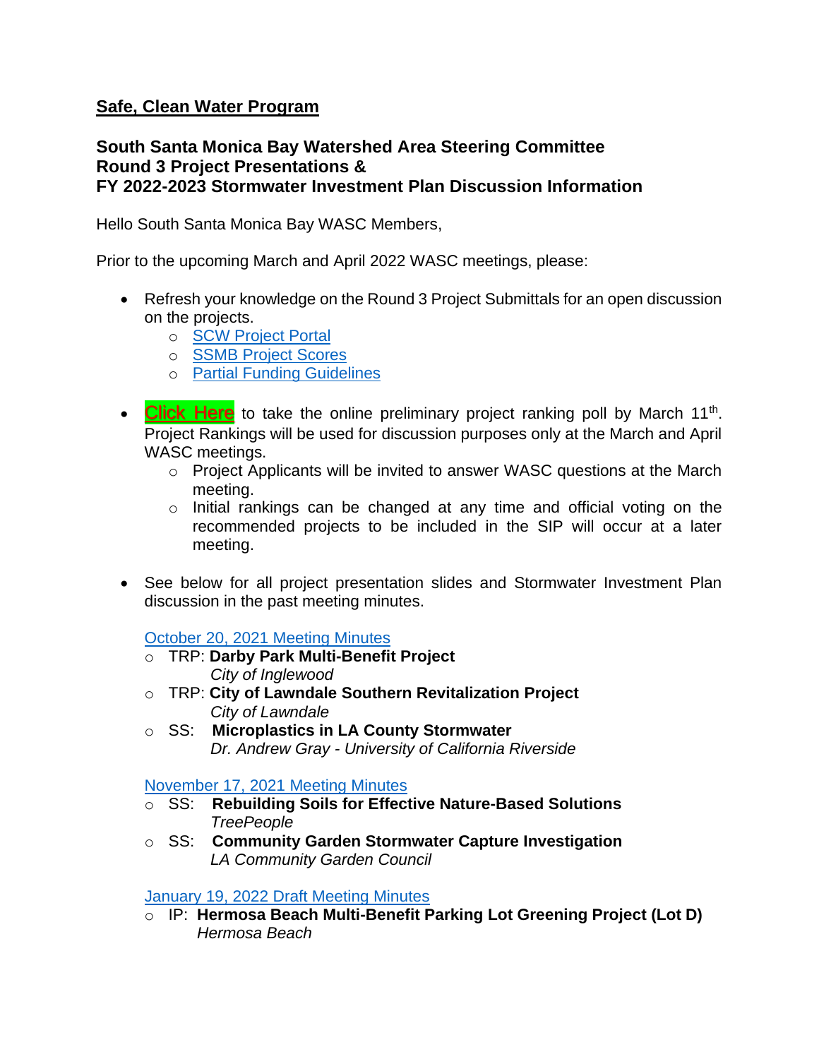## Safe, Clean Water Program

### South Santa Monica Bay Watershed Area Steering Committee
### Round 3 Project Presentations &
### FY 2022-2023 Stormwater Investment Plan Discussion Information

Hello South Santa Monica Bay WASC Members,

Prior to the upcoming March and April 2022 WASC meetings, please:

- Refresh your knowledge on the Round 3 Project Submittals for an open discussion on the projects.
  - SCW Project Portal
  - SSMB Project Scores
  - Partial Funding Guidelines
- Click Here to take the online preliminary project ranking poll by March 11th. Project Rankings will be used for discussion purposes only at the March and April WASC meetings.
  - Project Applicants will be invited to answer WASC questions at the March meeting.
  - Initial rankings can be changed at any time and official voting on the recommended projects to be included in the SIP will occur at a later meeting.
- See below for all project presentation slides and Stormwater Investment Plan discussion in the past meeting minutes.

  October 20, 2021 Meeting Minutes
  - TRP: **Darby Park Multi-Benefit Project**
    *City of Inglewood*
  - TRP: **City of Lawndale Southern Revitalization Project**
    *City of Lawndale*
  - SS: **Microplastics in LA County Stormwater**
    *Dr. Andrew Gray - University of California Riverside*

  November 17, 2021 Meeting Minutes
  - SS: **Rebuilding Soils for Effective Nature-Based Solutions**
    *TreePeople*
  - SS: **Community Garden Stormwater Capture Investigation**
    *LA Community Garden Council*

  January 19, 2022 Draft Meeting Minutes
  - IP: **Hermosa Beach Multi-Benefit Parking Lot Greening Project (Lot D)**
    *Hermosa Beach*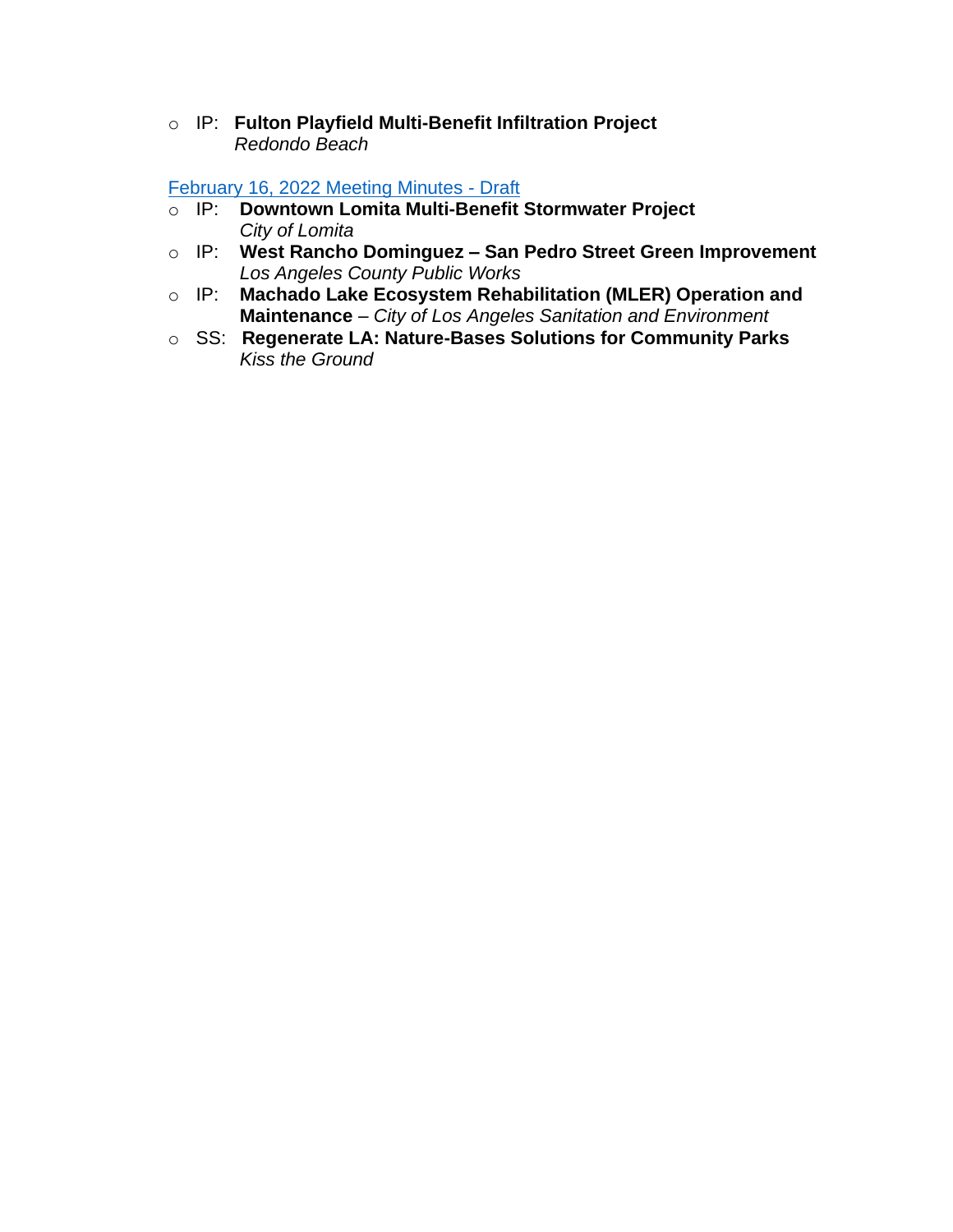- IP: **Fulton Playfield Multi-Benefit Infiltration Project**
  *Redondo Beach*

February 16, 2022 Meeting Minutes - Draft

- IP: **Downtown Lomita Multi-Benefit Stormwater Project**
  *City of Lomita*
- IP: **West Rancho Dominguez – San Pedro Street Green Improvement**
  *Los Angeles County Public Works*
- IP: **Machado Lake Ecosystem Rehabilitation (MLER) Operation and Maintenance** – *City of Los Angeles Sanitation and Environment*
- SS: **Regenerate LA: Nature-Bases Solutions for Community Parks**
  *Kiss the Ground*